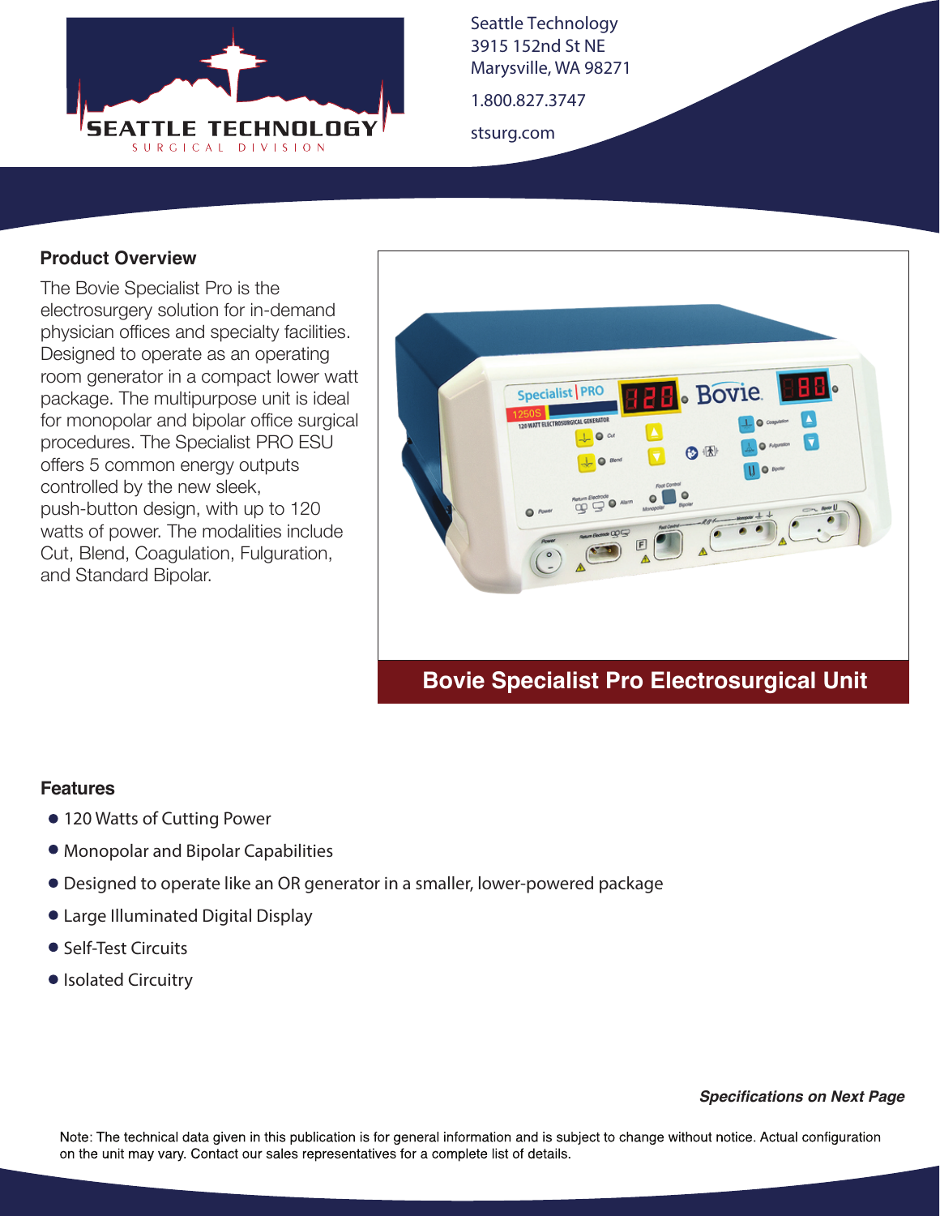Seattle Technology
3915 152nd St NE
Marysville, WA 98271

1.800.827.3747

stsurg.com

## Product Overview

The Bovie Specialist Pro is the electrosurgery solution for in-demand physician offices and specialty facilities. Designed to operate as an operating room generator in a compact lower watt package. The multipurpose unit is ideal for monopolar and bipolar office surgical procedures. The Specialist PRO ESU offers 5 common energy outputs controlled by the new sleek, push-button design, with up to 120 watts of power. The modalities include Cut, Blend, Coagulation, Fulguration, and Standard Bipolar.

**Bovie Specialist Pro Electrosurgical Unit**

## Features

- 120 Watts of Cutting Power
- Monopolar and Bipolar Capabilities
- Designed to operate like an OR generator in a smaller, lower-powered package
- Large Illuminated Digital Display
- Self-Test Circuits
- Isolated Circuitry

***Specifications on Next Page***

Note: The technical data given in this publication is for general information and is subject to change without notice. Actual configuration on the unit may vary. Contact our sales representatives for a complete list of details.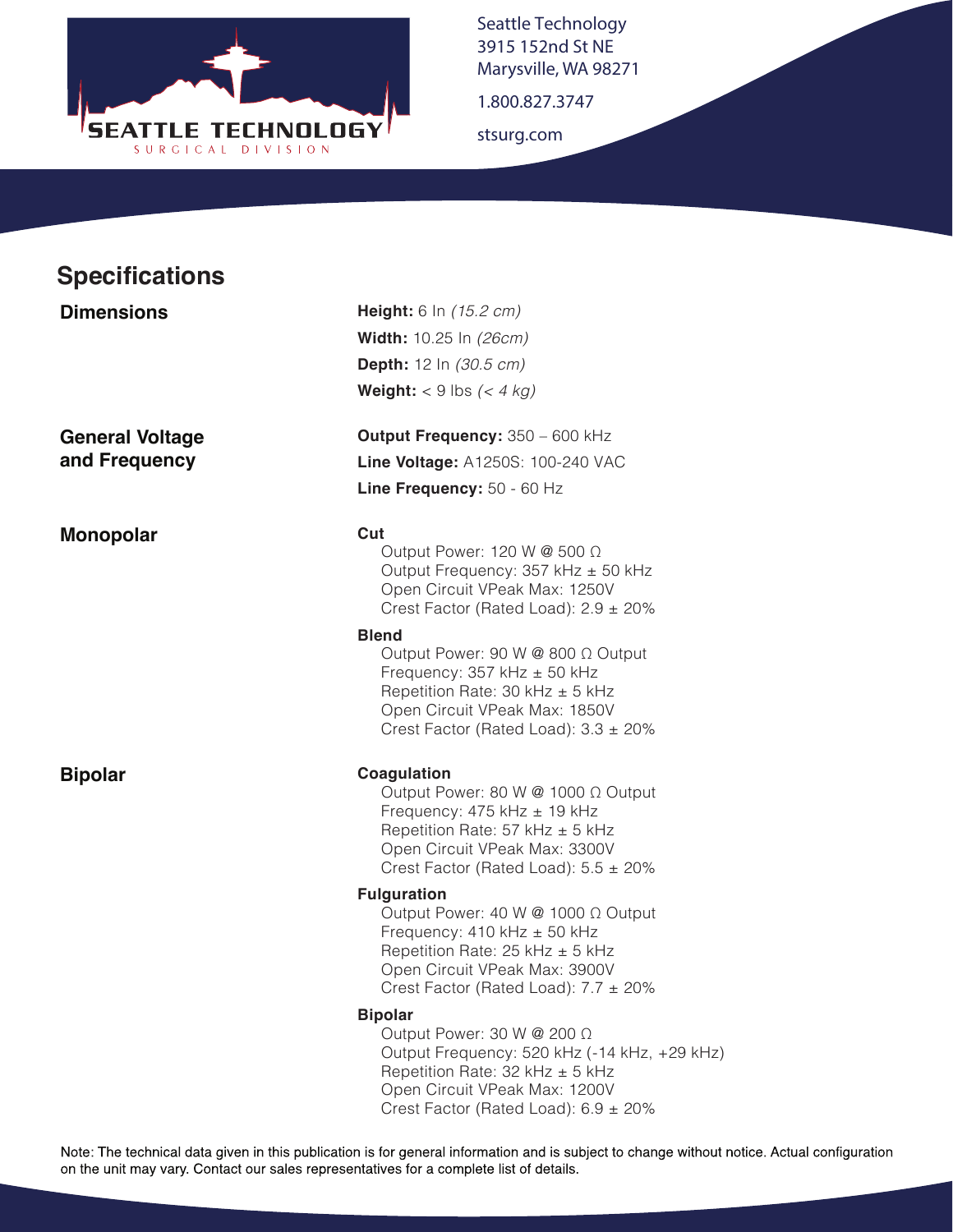Seattle Technology
3915 152nd St NE
Marysville, WA 98271

1.800.827.3747

stsurg.com

## Specifications

### Dimensions

**Height:** 6 In *(15.2 cm)*
**Width:** 10.25 In *(26cm)*
**Depth:** 12 In *(30.5 cm)*
**Weight:** < 9 lbs *(< 4 kg)*

### General Voltage and Frequency

**Output Frequency:** 350 – 600 kHz
**Line Voltage:** A1250S: 100-240 VAC
**Line Frequency:** 50 - 60 Hz

### Monopolar

**Cut**
Output Power: 120 W @ 500 Ω
Output Frequency: 357 kHz ± 50 kHz
Open Circuit VPeak Max: 1250V
Crest Factor (Rated Load): 2.9 ± 20%

**Blend**
Output Power: 90 W @ 800 Ω Output
Frequency: 357 kHz ± 50 kHz
Repetition Rate: 30 kHz ± 5 kHz
Open Circuit VPeak Max: 1850V
Crest Factor (Rated Load): 3.3 ± 20%

### Bipolar

**Coagulation**
Output Power: 80 W @ 1000 Ω Output
Frequency: 475 kHz ± 19 kHz
Repetition Rate: 57 kHz ± 5 kHz
Open Circuit VPeak Max: 3300V
Crest Factor (Rated Load): 5.5 ± 20%

**Fulguration**
Output Power: 40 W @ 1000 Ω Output
Frequency: 410 kHz ± 50 kHz
Repetition Rate: 25 kHz ± 5 kHz
Open Circuit VPeak Max: 3900V
Crest Factor (Rated Load): 7.7 ± 20%

**Bipolar**
Output Power: 30 W @ 200 Ω
Output Frequency: 520 kHz (-14 kHz, +29 kHz)
Repetition Rate: 32 kHz ± 5 kHz
Open Circuit VPeak Max: 1200V
Crest Factor (Rated Load): 6.9 ± 20%

Note: The technical data given in this publication is for general information and is subject to change without notice. Actual configuration on the unit may vary. Contact our sales representatives for a complete list of details.